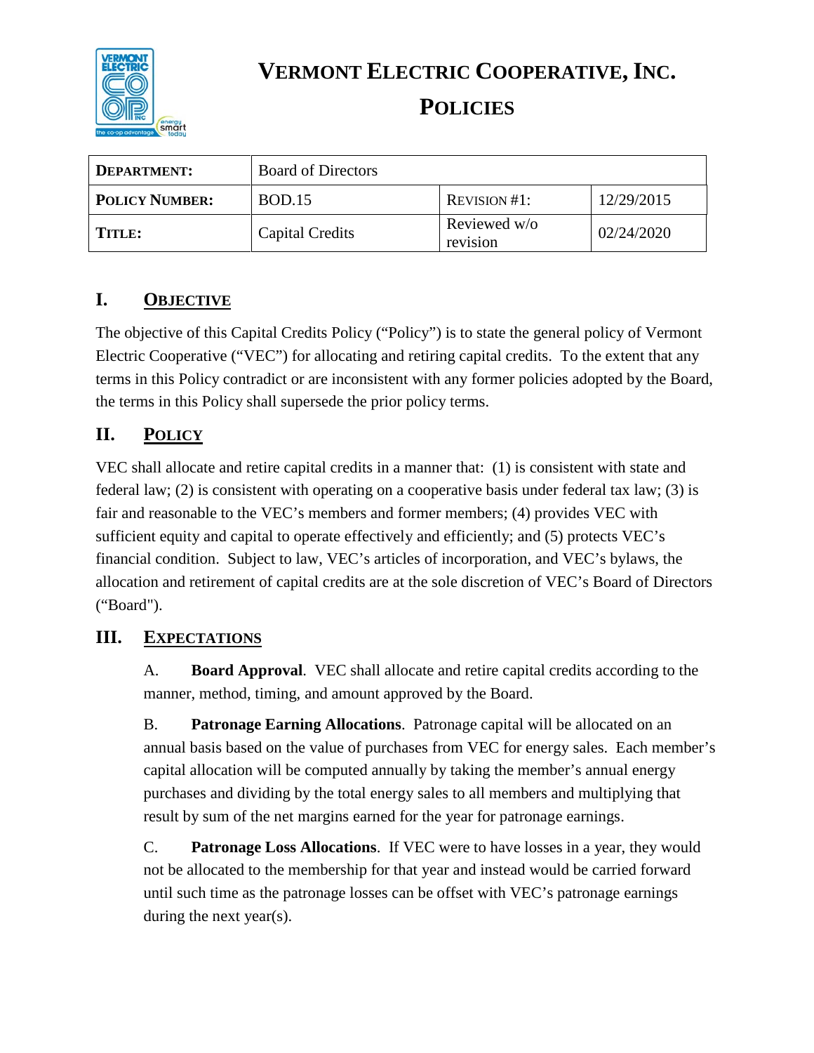# VERMONT ELECTRIC COOPERATIVE, INC.

# POLICIES

| DEPARTMENT: | Board of Directors | | |
|---|---|---|---|
| POLICY NUMBER: | BOD.15 | REVISION #1: | 12/29/2015 |
| TITLE: | Capital Credits | Reviewed w/o revision | 02/24/2020 |

## I. OBJECTIVE

The objective of this Capital Credits Policy ("Policy") is to state the general policy of Vermont Electric Cooperative ("VEC") for allocating and retiring capital credits. To the extent that any terms in this Policy contradict or are inconsistent with any former policies adopted by the Board, the terms in this Policy shall supersede the prior policy terms.

## II. POLICY

VEC shall allocate and retire capital credits in a manner that: (1) is consistent with state and federal law; (2) is consistent with operating on a cooperative basis under federal tax law; (3) is fair and reasonable to the VEC's members and former members; (4) provides VEC with sufficient equity and capital to operate effectively and efficiently; and (5) protects VEC's financial condition. Subject to law, VEC's articles of incorporation, and VEC's bylaws, the allocation and retirement of capital credits are at the sole discretion of VEC's Board of Directors ("Board").

## III. EXPECTATIONS

A. **Board Approval**. VEC shall allocate and retire capital credits according to the manner, method, timing, and amount approved by the Board.

B. **Patronage Earning Allocations**. Patronage capital will be allocated on an annual basis based on the value of purchases from VEC for energy sales. Each member's capital allocation will be computed annually by taking the member's annual energy purchases and dividing by the total energy sales to all members and multiplying that result by sum of the net margins earned for the year for patronage earnings.

C. **Patronage Loss Allocations**. If VEC were to have losses in a year, they would not be allocated to the membership for that year and instead would be carried forward until such time as the patronage losses can be offset with VEC's patronage earnings during the next year(s).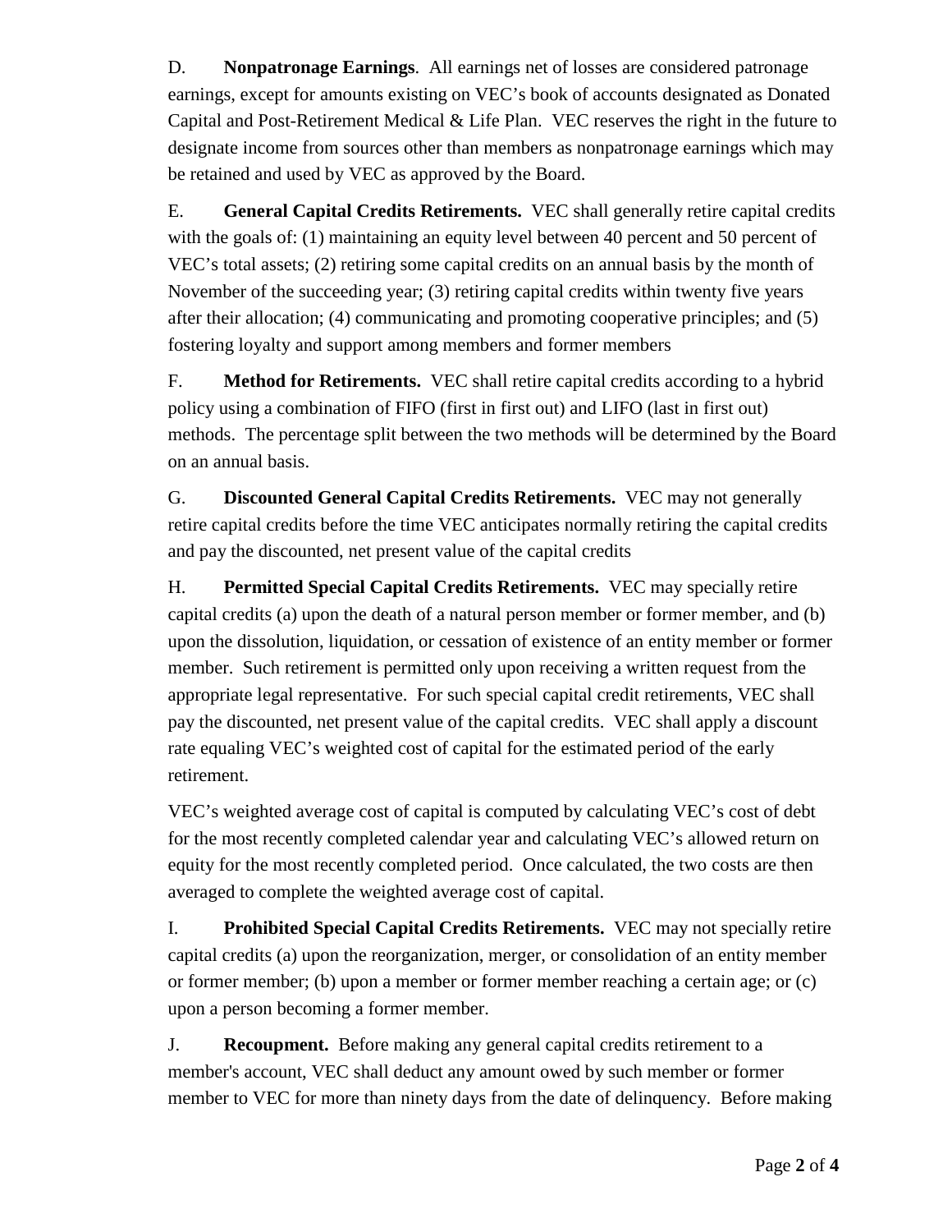D. **Nonpatronage Earnings**. All earnings net of losses are considered patronage earnings, except for amounts existing on VEC's book of accounts designated as Donated Capital and Post-Retirement Medical & Life Plan. VEC reserves the right in the future to designate income from sources other than members as nonpatronage earnings which may be retained and used by VEC as approved by the Board.

E. **General Capital Credits Retirements.** VEC shall generally retire capital credits with the goals of: (1) maintaining an equity level between 40 percent and 50 percent of VEC's total assets; (2) retiring some capital credits on an annual basis by the month of November of the succeeding year; (3) retiring capital credits within twenty five years after their allocation; (4) communicating and promoting cooperative principles; and (5) fostering loyalty and support among members and former members

F. **Method for Retirements.** VEC shall retire capital credits according to a hybrid policy using a combination of FIFO (first in first out) and LIFO (last in first out) methods. The percentage split between the two methods will be determined by the Board on an annual basis.

G. **Discounted General Capital Credits Retirements.** VEC may not generally retire capital credits before the time VEC anticipates normally retiring the capital credits and pay the discounted, net present value of the capital credits

H. **Permitted Special Capital Credits Retirements.** VEC may specially retire capital credits (a) upon the death of a natural person member or former member, and (b) upon the dissolution, liquidation, or cessation of existence of an entity member or former member. Such retirement is permitted only upon receiving a written request from the appropriate legal representative. For such special capital credit retirements, VEC shall pay the discounted, net present value of the capital credits. VEC shall apply a discount rate equaling VEC's weighted cost of capital for the estimated period of the early retirement.

VEC's weighted average cost of capital is computed by calculating VEC's cost of debt for the most recently completed calendar year and calculating VEC's allowed return on equity for the most recently completed period. Once calculated, the two costs are then averaged to complete the weighted average cost of capital.

I. **Prohibited Special Capital Credits Retirements.** VEC may not specially retire capital credits (a) upon the reorganization, merger, or consolidation of an entity member or former member; (b) upon a member or former member reaching a certain age; or (c) upon a person becoming a former member.

J. **Recoupment.** Before making any general capital credits retirement to a member's account, VEC shall deduct any amount owed by such member or former member to VEC for more than ninety days from the date of delinquency. Before making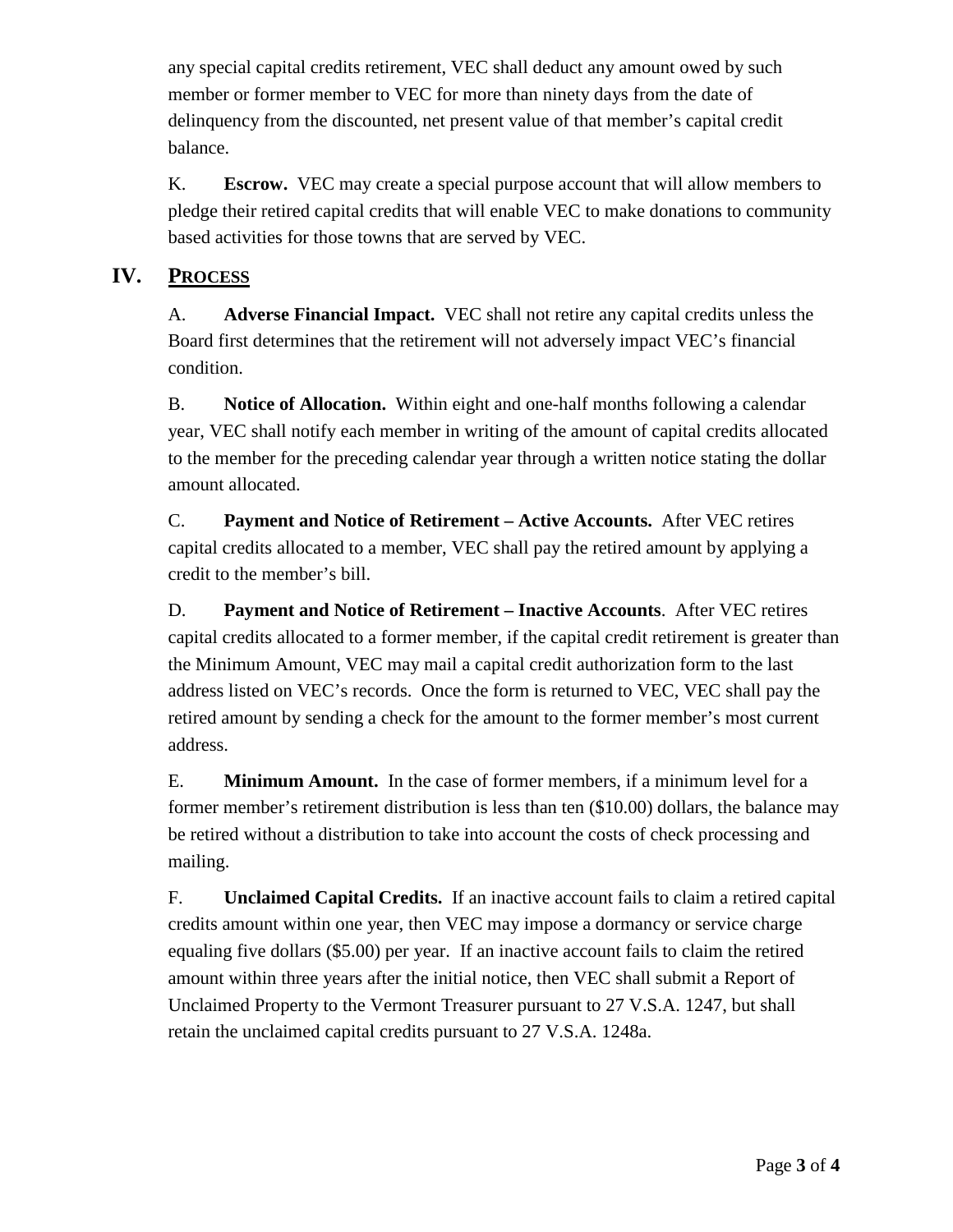any special capital credits retirement, VEC shall deduct any amount owed by such member or former member to VEC for more than ninety days from the date of delinquency from the discounted, net present value of that member's capital credit balance.

K. **Escrow.** VEC may create a special purpose account that will allow members to pledge their retired capital credits that will enable VEC to make donations to community based activities for those towns that are served by VEC.

## IV. PROCESS

A. **Adverse Financial Impact.** VEC shall not retire any capital credits unless the Board first determines that the retirement will not adversely impact VEC's financial condition.

B. **Notice of Allocation.** Within eight and one-half months following a calendar year, VEC shall notify each member in writing of the amount of capital credits allocated to the member for the preceding calendar year through a written notice stating the dollar amount allocated.

C. **Payment and Notice of Retirement – Active Accounts.** After VEC retires capital credits allocated to a member, VEC shall pay the retired amount by applying a credit to the member's bill.

D. **Payment and Notice of Retirement – Inactive Accounts**. After VEC retires capital credits allocated to a former member, if the capital credit retirement is greater than the Minimum Amount, VEC may mail a capital credit authorization form to the last address listed on VEC's records. Once the form is returned to VEC, VEC shall pay the retired amount by sending a check for the amount to the former member's most current address.

E. **Minimum Amount.** In the case of former members, if a minimum level for a former member's retirement distribution is less than ten ($10.00) dollars, the balance may be retired without a distribution to take into account the costs of check processing and mailing.

F. **Unclaimed Capital Credits.** If an inactive account fails to claim a retired capital credits amount within one year, then VEC may impose a dormancy or service charge equaling five dollars ($5.00) per year. If an inactive account fails to claim the retired amount within three years after the initial notice, then VEC shall submit a Report of Unclaimed Property to the Vermont Treasurer pursuant to 27 V.S.A. 1247, but shall retain the unclaimed capital credits pursuant to 27 V.S.A. 1248a.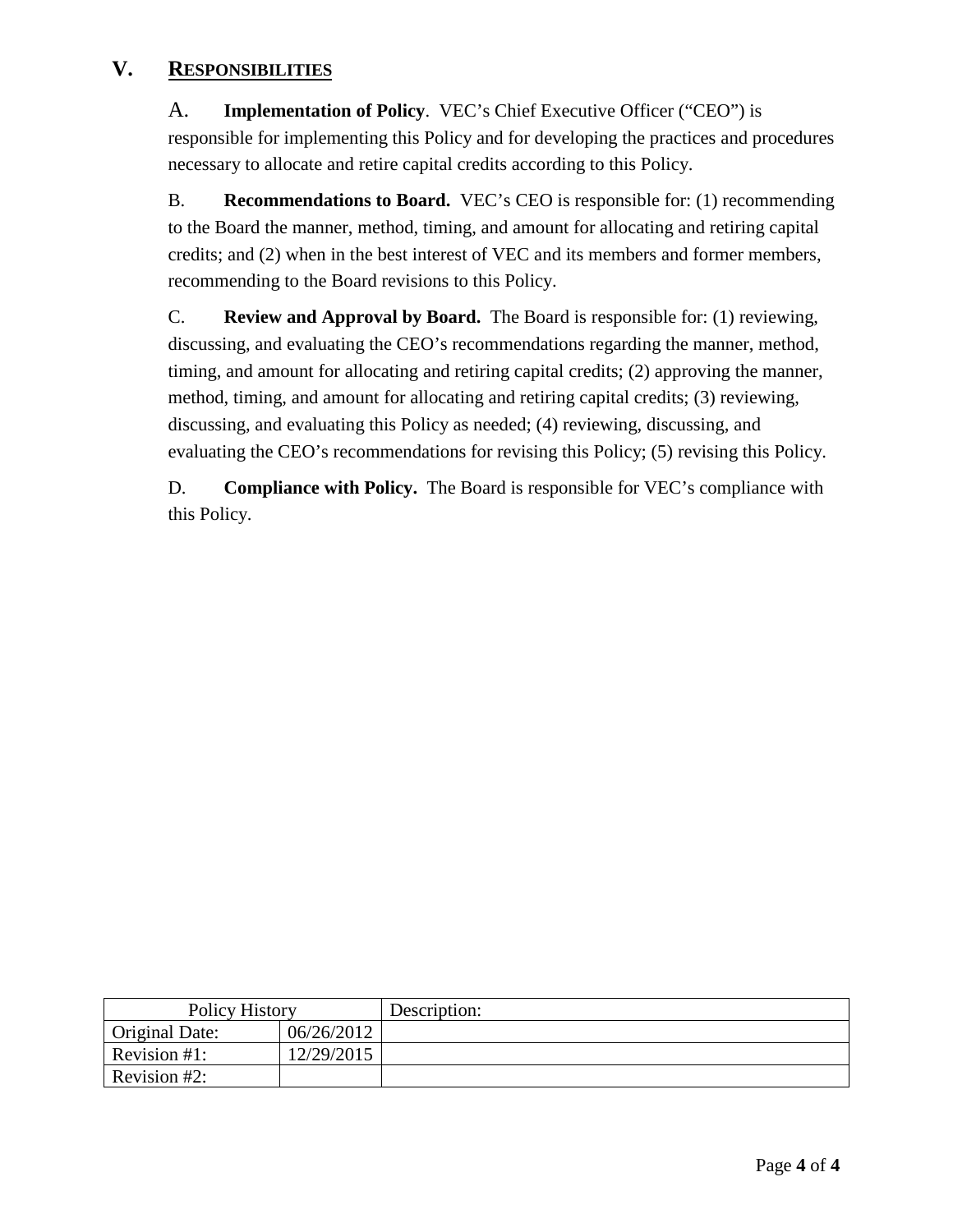## V. RESPONSIBILITIES

A. **Implementation of Policy**. VEC's Chief Executive Officer ("CEO") is responsible for implementing this Policy and for developing the practices and procedures necessary to allocate and retire capital credits according to this Policy.

B. **Recommendations to Board.** VEC's CEO is responsible for: (1) recommending to the Board the manner, method, timing, and amount for allocating and retiring capital credits; and (2) when in the best interest of VEC and its members and former members, recommending to the Board revisions to this Policy.

C. **Review and Approval by Board.** The Board is responsible for: (1) reviewing, discussing, and evaluating the CEO's recommendations regarding the manner, method, timing, and amount for allocating and retiring capital credits; (2) approving the manner, method, timing, and amount for allocating and retiring capital credits; (3) reviewing, discussing, and evaluating this Policy as needed; (4) reviewing, discussing, and evaluating the CEO's recommendations for revising this Policy; (5) revising this Policy.

D. **Compliance with Policy.** The Board is responsible for VEC's compliance with this Policy.

| Policy History | | Description: |
|---|---|---|
| Original Date: | 06/26/2012 | |
| Revision #1: | 12/29/2015 | |
| Revision #2: | | |